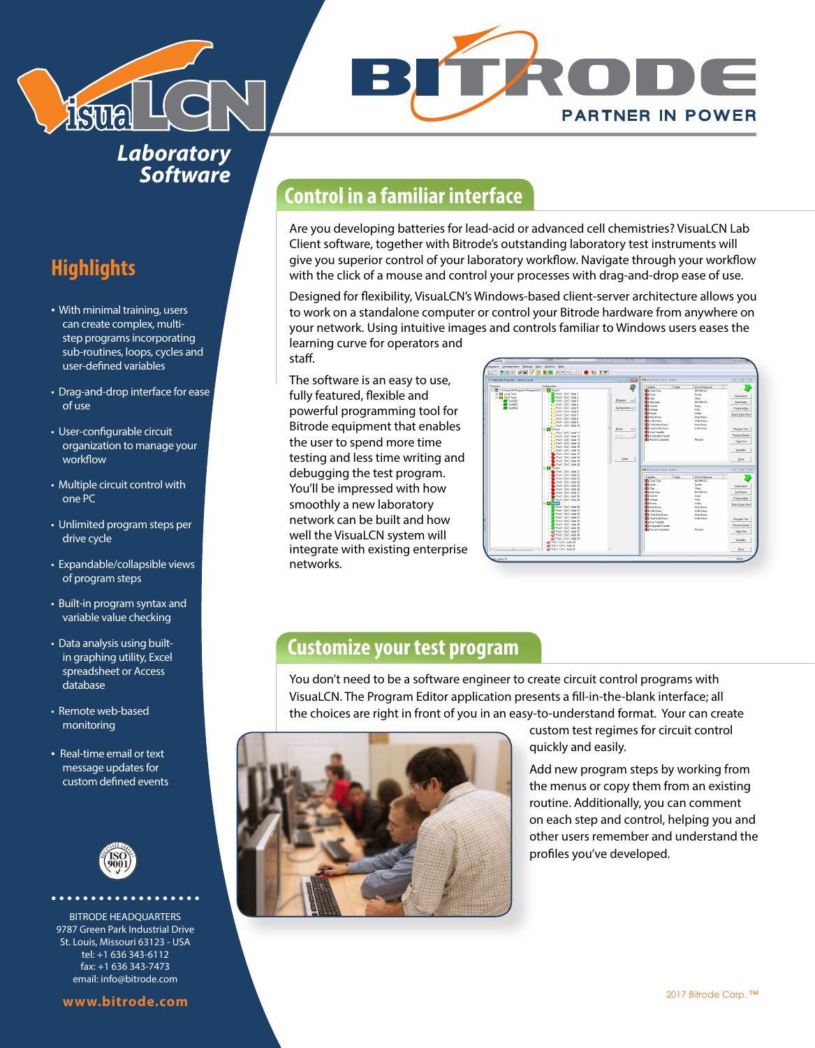# VisuaLCN

*Laboratory Software*

BITRODE

PARTNER IN POWER

## Highlights

- With minimal training, users can create complex, multi-step programs incorporating sub-routines, loops, cycles and user-defined variables
- Drag-and-drop interface for ease of use
- User-configurable circuit organization to manage your workflow
- Multiple circuit control with one PC
- Unlimited program steps per drive cycle
- Expandable/collapsible views of program steps
- Built-in program syntax and variable value checking
- Data analysis using built-in graphing utility, Excel spreadsheet or Access database
- Remote web-based monitoring
- Real-time email or text message updates for custom defined events

## Control in a familiar interface

Are you developing batteries for lead-acid or advanced cell chemistries? VisuaLCN Lab Client software, together with Bitrode's outstanding laboratory test instruments will give you superior control of your laboratory workflow. Navigate through your workflow with the click of a mouse and control your processes with drag-and-drop ease of use.

Designed for flexibility, VisuaLCN's Windows-based client-server architecture allows you to work on a standalone computer or control your Bitrode hardware from anywhere on your network. Using intuitive images and controls familiar to Windows users eases the learning curve for operators and staff.

The software is an easy to use, fully featured, flexible and powerful programming tool for Bitrode equipment that enables the user to spend more time testing and less time writing and debugging the test program. You'll be impressed with how smoothly a new laboratory network can be built and how well the VisuaLCN system will integrate with existing enterprise networks.

## Customize your test program

You don't need to be a software engineer to create circuit control programs with VisuaLCN. The Program Editor application presents a fill-in-the-blank interface; all the choices are right in front of you in an easy-to-understand format. Your can create custom test regimes for circuit control quickly and easily.

Add new program steps by working from the menus or copy them from an existing routine. Additionally, you can comment on each step and control, helping you and other users remember and understand the profiles you've developed.

BITRODE HEADQUARTERS
9787 Green Park Industrial Drive
St. Louis, Missouri 63123 - USA
tel: +1 636 343-6112
fax: +1 636 343-7473
email: info@bitrode.com

www.bitrode.com

2017 Bitrode Corp. ™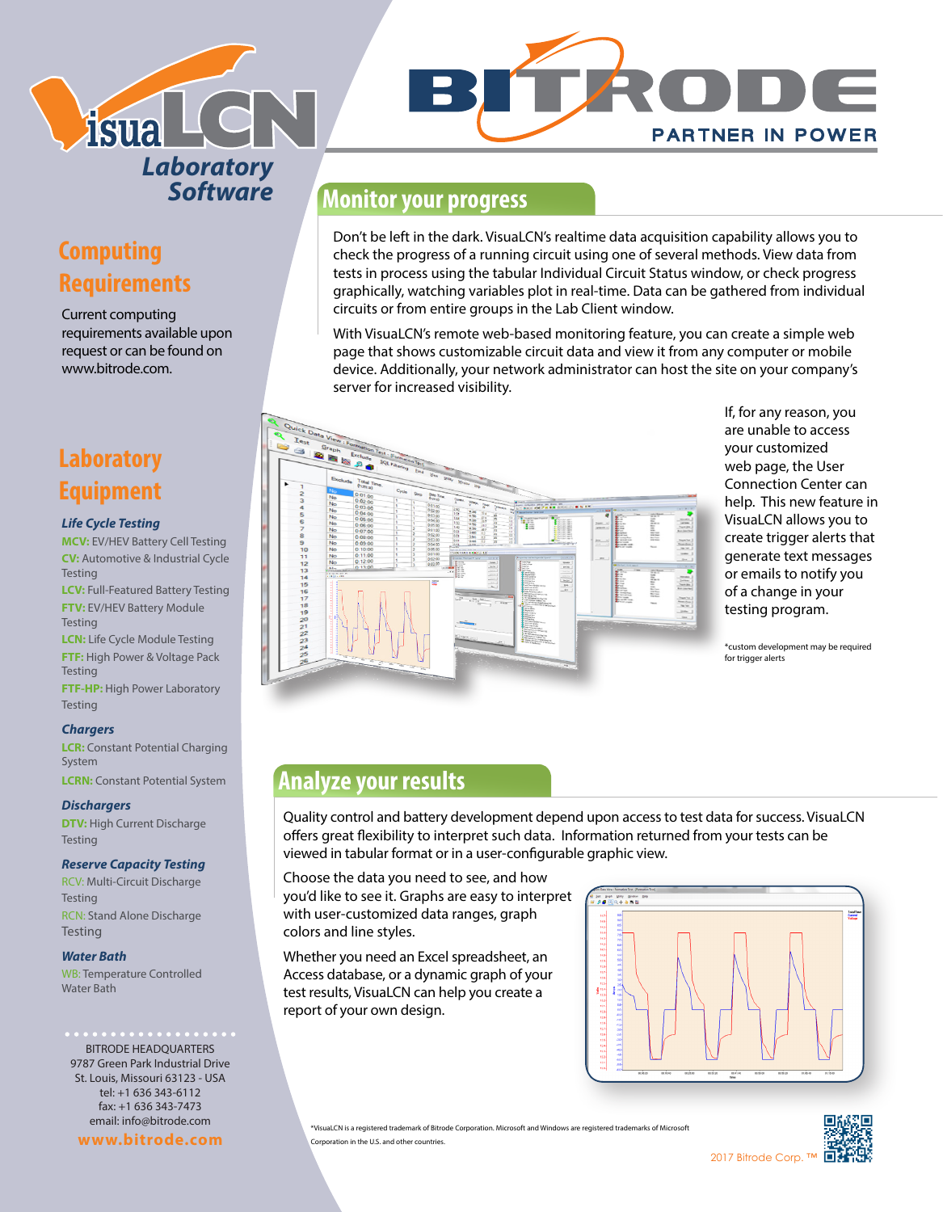# VisuaLCN Laboratory Software

BITRODE — PARTNER IN POWER

## Computing Requirements

Current computing requirements available upon request or can be found on www.bitrode.com.

## Laboratory Equipment

### *Life Cycle Testing*

- **MCV:** EV/HEV Battery Cell Testing
- **CV:** Automotive & Industrial Cycle Testing
- **LCV:** Full-Featured Battery Testing
- **FTV:** EV/HEV Battery Module Testing
- **LCN:** Life Cycle Module Testing
- **FTF:** High Power & Voltage Pack Testing
- **FTF-HP:** High Power Laboratory Testing

### *Chargers*

- **LCR:** Constant Potential Charging System
- **LCRN:** Constant Potential System

### *Dischargers*

- **DTV:** High Current Discharge Testing

### *Reserve Capacity Testing*

- RCV: Multi-Circuit Discharge Testing
- RCN: Stand Alone Discharge Testing

### *Water Bath*

- WB: Temperature Controlled Water Bath

BITRODE HEADQUARTERS
9787 Green Park Industrial Drive
St. Louis, Missouri 63123 - USA
tel: +1 636 343-6112
fax: +1 636 343-7473
email: info@bitrode.com

**www.bitrode.com**

## Monitor your progress

Don't be left in the dark. VisuaLCN's realtime data acquisition capability allows you to check the progress of a running circuit using one of several methods. View data from tests in process using the tabular Individual Circuit Status window, or check progress graphically, watching variables plot in real-time. Data can be gathered from individual circuits or from entire groups in the Lab Client window.

With VisuaLCN's remote web-based monitoring feature, you can create a simple web page that shows customizable circuit data and view it from any computer or mobile device. Additionally, your network administrator can host the site on your company's server for increased visibility.

If, for any reason, you are unable to access your customized web page, the User Connection Center can help. This new feature in VisuaLCN allows you to create trigger alerts that generate text messages or emails to notify you of a change in your testing program.

*custom development may be required for trigger alerts

## Analyze your results

Quality control and battery development depend upon access to test data for success. VisuaLCN offers great flexibility to interpret such data. Information returned from your tests can be viewed in tabular format or in a user-configurable graphic view.

Choose the data you need to see, and how you'd like to see it. Graphs are easy to interpret with user-customized data ranges, graph colors and line styles.

Whether you need an Excel spreadsheet, an Access database, or a dynamic graph of your test results, VisuaLCN can help you create a report of your own design.

*VisuaLCN is a registered trademark of Bitrode Corporation. Microsoft and Windows are registered trademarks of Microsoft Corporation in the U.S. and other countries.

2017 Bitrode Corp. ™